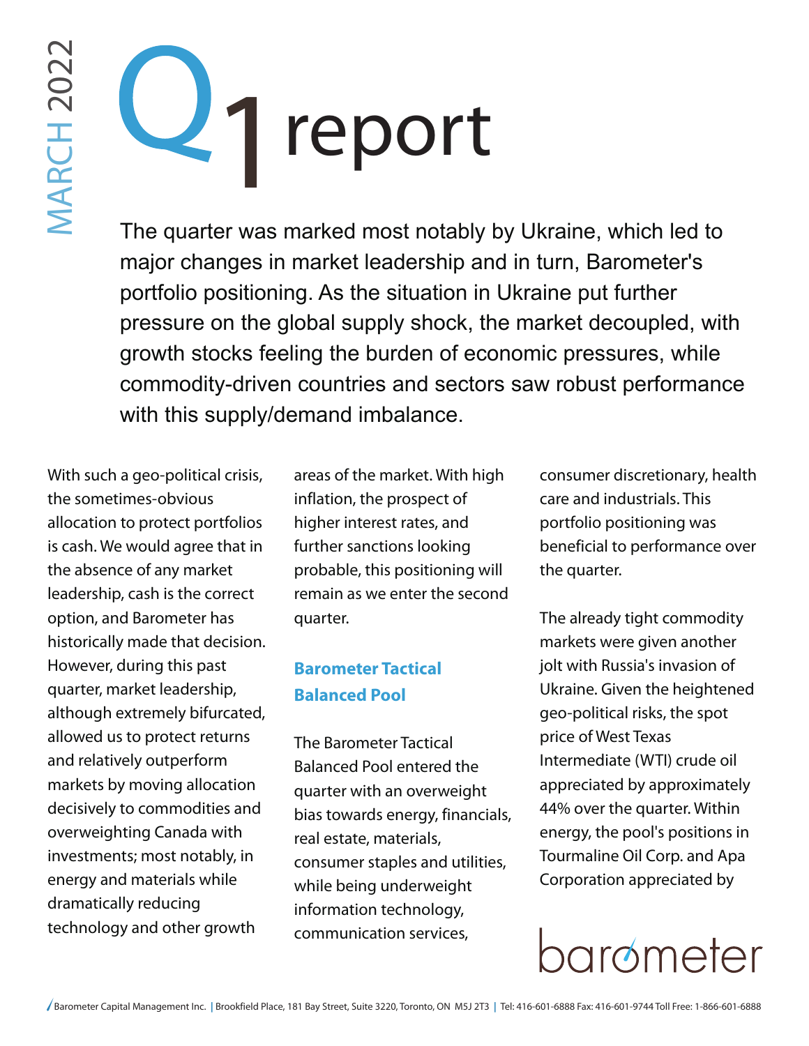MARCH 2022

# Q1 report

The quarter was marked most notably by Ukraine, which led to major changes in market leadership and in turn, Barometer's portfolio positioning. As the situation in Ukraine put further pressure on the global supply shock, the market decoupled, with growth stocks feeling the burden of economic pressures, while commodity-driven countries and sectors saw robust performance with this supply/demand imbalance.

With such a geo-political crisis, the sometimes-obvious allocation to protect portfolios is cash. We would agree that in the absence of any market leadership, cash is the correct option, and Barometer has historically made that decision. However, during this past quarter, market leadership, although extremely bifurcated, allowed us to protect returns and relatively outperform markets by moving allocation decisively to commodities and overweighting Canada with investments; most notably, in energy and materials while dramatically reducing technology and other growth areas of the market. With high inflation, the prospect of higher interest rates, and further sanctions looking probable, this positioning will remain as we enter the second quarter.

## Barometer Tactical Balanced Pool

The Barometer Tactical Balanced Pool entered the quarter with an overweight bias towards energy, financials, real estate, materials, consumer staples and utilities, while being underweight information technology, communication services, consumer discretionary, health care and industrials. This portfolio positioning was beneficial to performance over the quarter.

The already tight commodity markets were given another jolt with Russia's invasion of Ukraine. Given the heightened geo-political risks, the spot price of West Texas Intermediate (WTI) crude oil appreciated by approximately 44% over the quarter. Within energy, the pool's positions in Tourmaline Oil Corp. and Apa Corporation appreciated by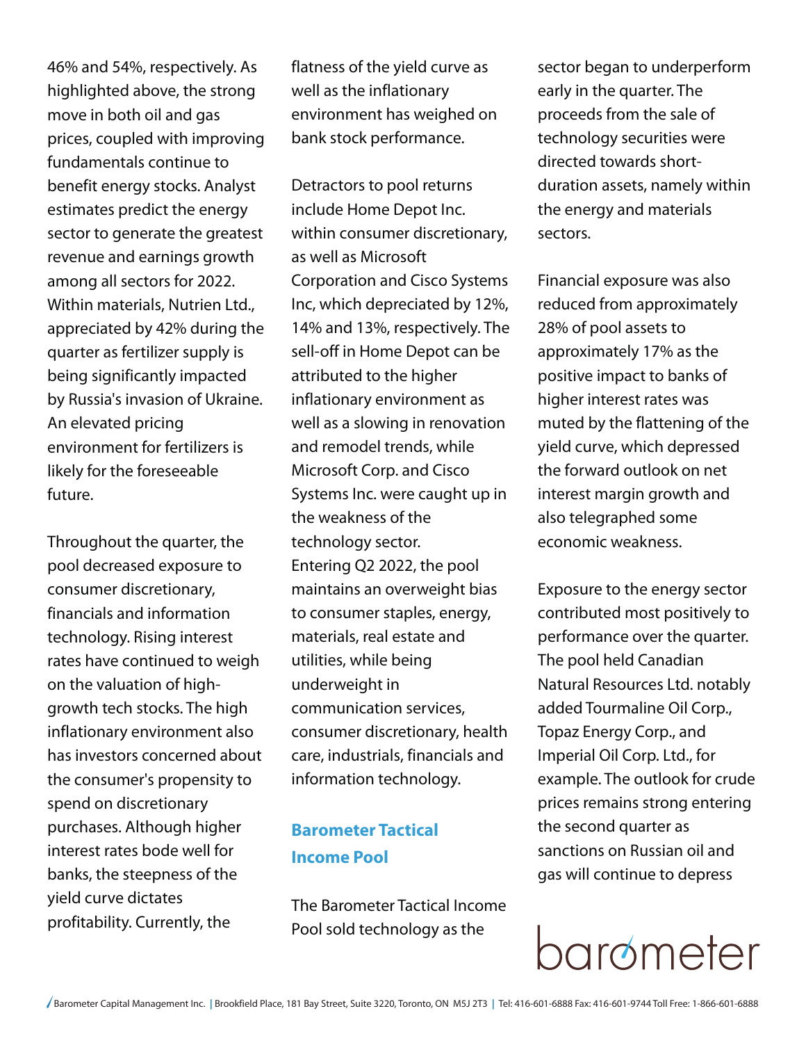46% and 54%, respectively. As highlighted above, the strong move in both oil and gas prices, coupled with improving fundamentals continue to benefit energy stocks. Analyst estimates predict the energy sector to generate the greatest revenue and earnings growth among all sectors for 2022. Within materials, Nutrien Ltd., appreciated by 42% during the quarter as fertilizer supply is being significantly impacted by Russia's invasion of Ukraine. An elevated pricing environment for fertilizers is likely for the foreseeable future.

Throughout the quarter, the pool decreased exposure to consumer discretionary, financials and information technology. Rising interest rates have continued to weigh on the valuation of high-growth tech stocks. The high inflationary environment also has investors concerned about the consumer's propensity to spend on discretionary purchases. Although higher interest rates bode well for banks, the steepness of the yield curve dictates profitability. Currently, the flatness of the yield curve as well as the inflationary environment has weighed on bank stock performance.

Detractors to pool returns include Home Depot Inc. within consumer discretionary, as well as Microsoft Corporation and Cisco Systems Inc, which depreciated by 12%, 14% and 13%, respectively. The sell-off in Home Depot can be attributed to the higher inflationary environment as well as a slowing in renovation and remodel trends, while Microsoft Corp. and Cisco Systems Inc. were caught up in the weakness of the technology sector. Entering Q2 2022, the pool maintains an overweight bias to consumer staples, energy, materials, real estate and utilities, while being underweight in communication services, consumer discretionary, health care, industrials, financials and information technology.

## Barometer Tactical Income Pool

The Barometer Tactical Income Pool sold technology as the sector began to underperform early in the quarter. The proceeds from the sale of technology securities were directed towards short-duration assets, namely within the energy and materials sectors.

Financial exposure was also reduced from approximately 28% of pool assets to approximately 17% as the positive impact to banks of higher interest rates was muted by the flattening of the yield curve, which depressed the forward outlook on net interest margin growth and also telegraphed some economic weakness.

Exposure to the energy sector contributed most positively to performance over the quarter. The pool held Canadian Natural Resources Ltd. notably added Tourmaline Oil Corp., Topaz Energy Corp., and Imperial Oil Corp. Ltd., for example. The outlook for crude prices remains strong entering the second quarter as sanctions on Russian oil and gas will continue to depress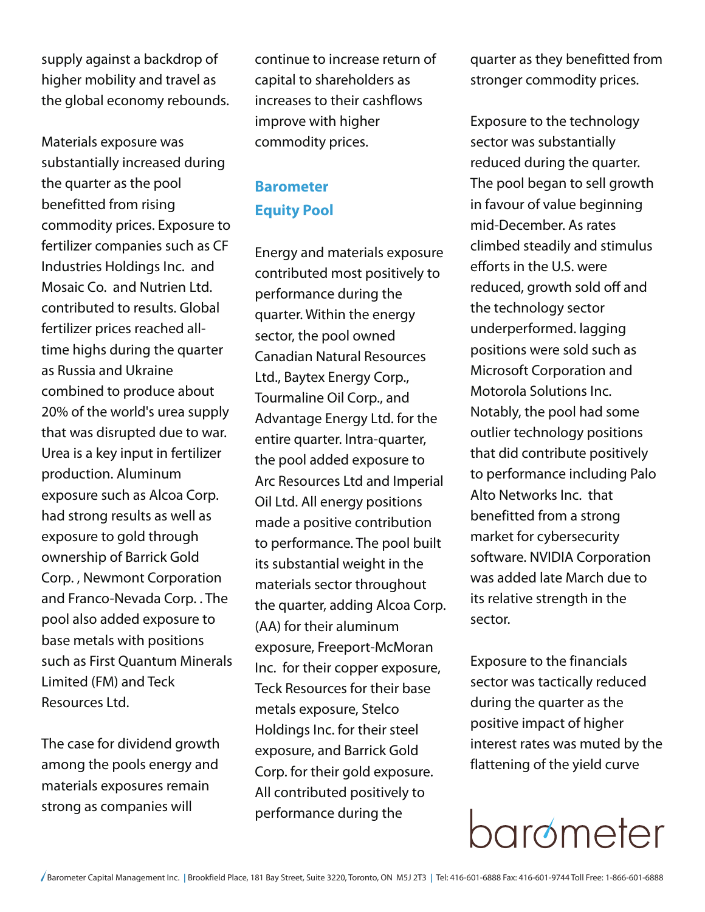supply against a backdrop of higher mobility and travel as the global economy rebounds.

Materials exposure was substantially increased during the quarter as the pool benefitted from rising commodity prices. Exposure to fertilizer companies such as CF Industries Holdings Inc. and Mosaic Co. and Nutrien Ltd. contributed to results. Global fertilizer prices reached all-time highs during the quarter as Russia and Ukraine combined to produce about 20% of the world's urea supply that was disrupted due to war. Urea is a key input in fertilizer production. Aluminum exposure such as Alcoa Corp. had strong results as well as exposure to gold through ownership of Barrick Gold Corp. , Newmont Corporation and Franco-Nevada Corp. . The pool also added exposure to base metals with positions such as First Quantum Minerals Limited (FM) and Teck Resources Ltd.

The case for dividend growth among the pools energy and materials exposures remain strong as companies will continue to increase return of capital to shareholders as increases to their cashflows improve with higher commodity prices.

## Barometer Equity Pool

Energy and materials exposure contributed most positively to performance during the quarter. Within the energy sector, the pool owned Canadian Natural Resources Ltd., Baytex Energy Corp., Tourmaline Oil Corp., and Advantage Energy Ltd. for the entire quarter. Intra-quarter, the pool added exposure to Arc Resources Ltd and Imperial Oil Ltd. All energy positions made a positive contribution to performance. The pool built its substantial weight in the materials sector throughout the quarter, adding Alcoa Corp. (AA) for their aluminum exposure, Freeport-McMoran Inc. for their copper exposure, Teck Resources for their base metals exposure, Stelco Holdings Inc. for their steel exposure, and Barrick Gold Corp. for their gold exposure. All contributed positively to performance during the quarter as they benefitted from stronger commodity prices.

Exposure to the technology sector was substantially reduced during the quarter. The pool began to sell growth in favour of value beginning mid-December. As rates climbed steadily and stimulus efforts in the U.S. were reduced, growth sold off and the technology sector underperformed. lagging positions were sold such as Microsoft Corporation and Motorola Solutions Inc. Notably, the pool had some outlier technology positions that did contribute positively to performance including Palo Alto Networks Inc. that benefitted from a strong market for cybersecurity software. NVIDIA Corporation was added late March due to its relative strength in the sector.

Exposure to the financials sector was tactically reduced during the quarter as the positive impact of higher interest rates was muted by the flattening of the yield curve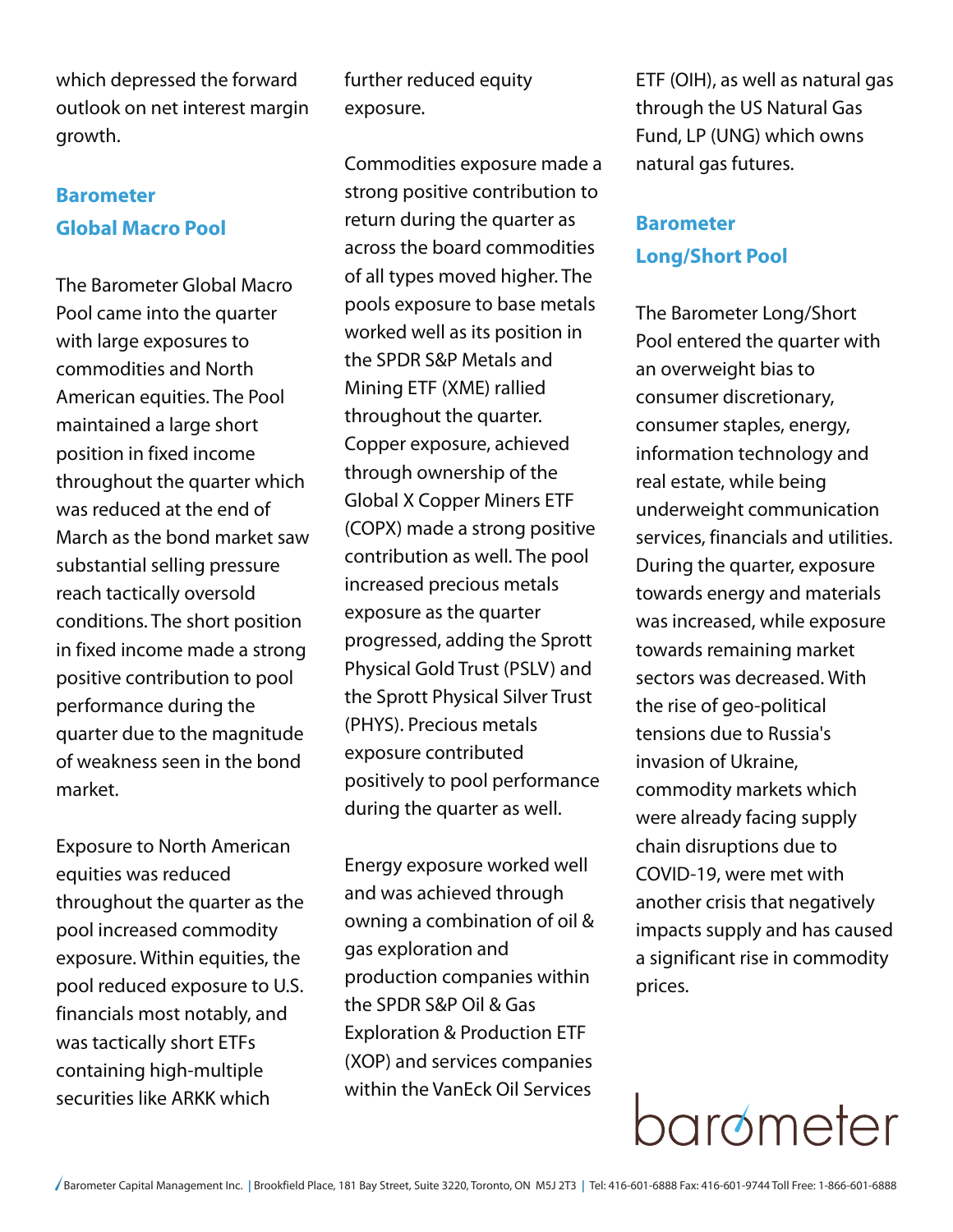which depressed the forward outlook on net interest margin growth.

## Barometer Global Macro Pool

The Barometer Global Macro Pool came into the quarter with large exposures to commodities and North American equities. The Pool maintained a large short position in fixed income throughout the quarter which was reduced at the end of March as the bond market saw substantial selling pressure reach tactically oversold conditions. The short position in fixed income made a strong positive contribution to pool performance during the quarter due to the magnitude of weakness seen in the bond market.

Exposure to North American equities was reduced throughout the quarter as the pool increased commodity exposure. Within equities, the pool reduced exposure to U.S. financials most notably, and was tactically short ETFs containing high-multiple securities like ARKK which further reduced equity exposure.

Commodities exposure made a strong positive contribution to return during the quarter as across the board commodities of all types moved higher. The pools exposure to base metals worked well as its position in the SPDR S&P Metals and Mining ETF (XME) rallied throughout the quarter. Copper exposure, achieved through ownership of the Global X Copper Miners ETF (COPX) made a strong positive contribution as well. The pool increased precious metals exposure as the quarter progressed, adding the Sprott Physical Gold Trust (PSLV) and the Sprott Physical Silver Trust (PHYS). Precious metals exposure contributed positively to pool performance during the quarter as well.

Energy exposure worked well and was achieved through owning a combination of oil & gas exploration and production companies within the SPDR S&P Oil & Gas Exploration & Production ETF (XOP) and services companies within the VanEck Oil Services ETF (OIH), as well as natural gas through the US Natural Gas Fund, LP (UNG) which owns natural gas futures.

## Barometer Long/Short Pool

The Barometer Long/Short Pool entered the quarter with an overweight bias to consumer discretionary, consumer staples, energy, information technology and real estate, while being underweight communication services, financials and utilities. During the quarter, exposure towards energy and materials was increased, while exposure towards remaining market sectors was decreased. With the rise of geo-political tensions due to Russia's invasion of Ukraine, commodity markets which were already facing supply chain disruptions due to COVID-19, were met with another crisis that negatively impacts supply and has caused a significant rise in commodity prices.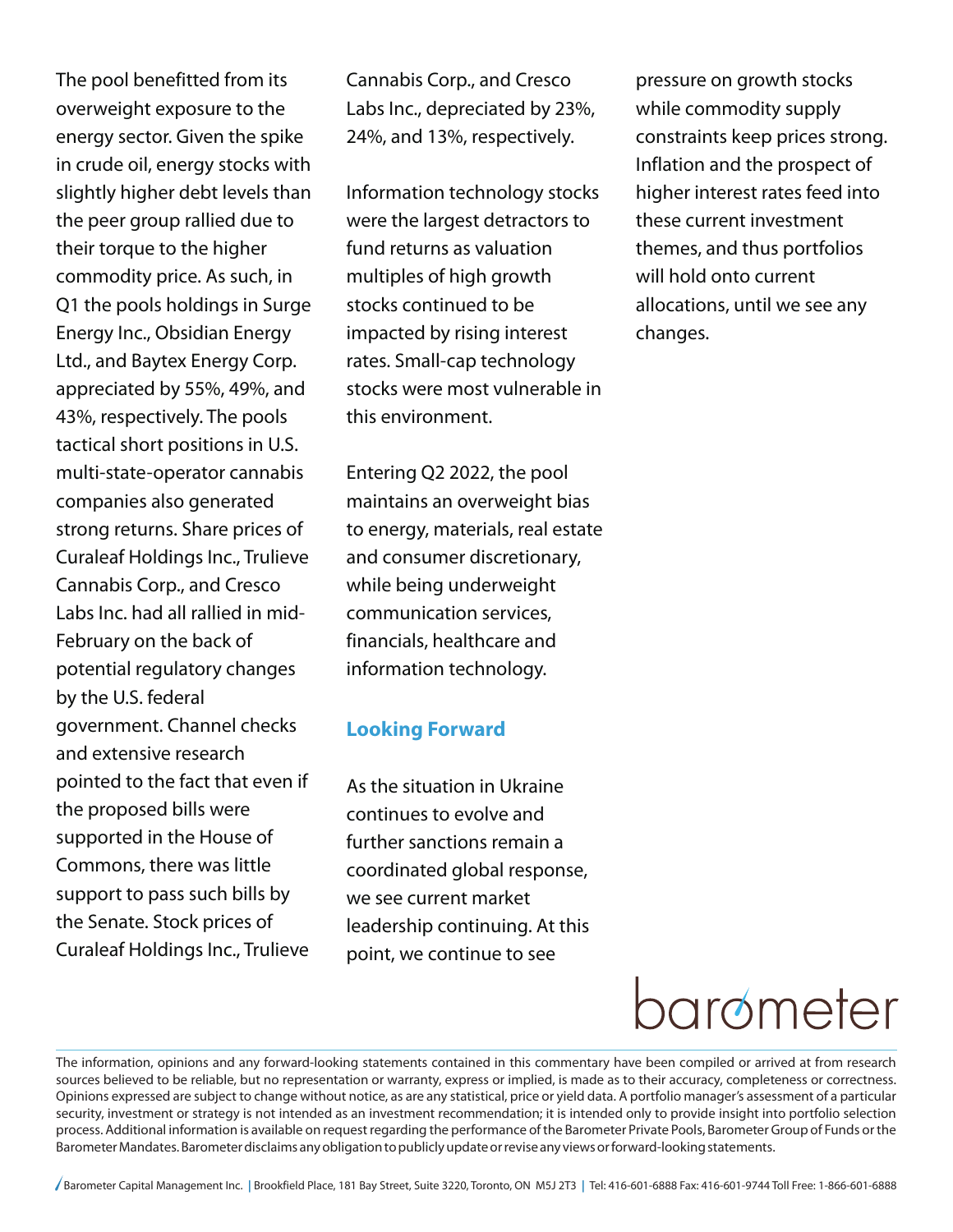The pool benefitted from its overweight exposure to the energy sector. Given the spike in crude oil, energy stocks with slightly higher debt levels than the peer group rallied due to their torque to the higher commodity price. As such, in Q1 the pools holdings in Surge Energy Inc., Obsidian Energy Ltd., and Baytex Energy Corp. appreciated by 55%, 49%, and 43%, respectively. The pools tactical short positions in U.S. multi-state-operator cannabis companies also generated strong returns. Share prices of Curaleaf Holdings Inc., Trulieve Cannabis Corp., and Cresco Labs Inc. had all rallied in mid-February on the back of potential regulatory changes by the U.S. federal government. Channel checks and extensive research pointed to the fact that even if the proposed bills were supported in the House of Commons, there was little support to pass such bills by the Senate. Stock prices of Curaleaf Holdings Inc., Trulieve Cannabis Corp., and Cresco Labs Inc., depreciated by 23%, 24%, and 13%, respectively.

Information technology stocks were the largest detractors to fund returns as valuation multiples of high growth stocks continued to be impacted by rising interest rates. Small-cap technology stocks were most vulnerable in this environment.

Entering Q2 2022, the pool maintains an overweight bias to energy, materials, real estate and consumer discretionary, while being underweight communication services, financials, healthcare and information technology.

## Looking Forward

As the situation in Ukraine continues to evolve and further sanctions remain a coordinated global response, we see current market leadership continuing. At this point, we continue to see pressure on growth stocks while commodity supply constraints keep prices strong. Inflation and the prospect of higher interest rates feed into these current investment themes, and thus portfolios will hold onto current allocations, until we see any changes.

barometer

The information, opinions and any forward-looking statements contained in this commentary have been compiled or arrived at from research sources believed to be reliable, but no representation or warranty, express or implied, is made as to their accuracy, completeness or correctness. Opinions expressed are subject to change without notice, as are any statistical, price or yield data. A portfolio manager's assessment of a particular security, investment or strategy is not intended as an investment recommendation; it is intended only to provide insight into portfolio selection process. Additional information is available on request regarding the performance of the Barometer Private Pools, Barometer Group of Funds or the Barometer Mandates. Barometer disclaims any obligation to publicly update or revise any views or forward-looking statements.

Barometer Capital Management Inc. | Brookfield Place, 181 Bay Street, Suite 3220, Toronto, ON M5J 2T3 | Tel: 416-601-6888 Fax: 416-601-9744 Toll Free: 1-866-601-6888